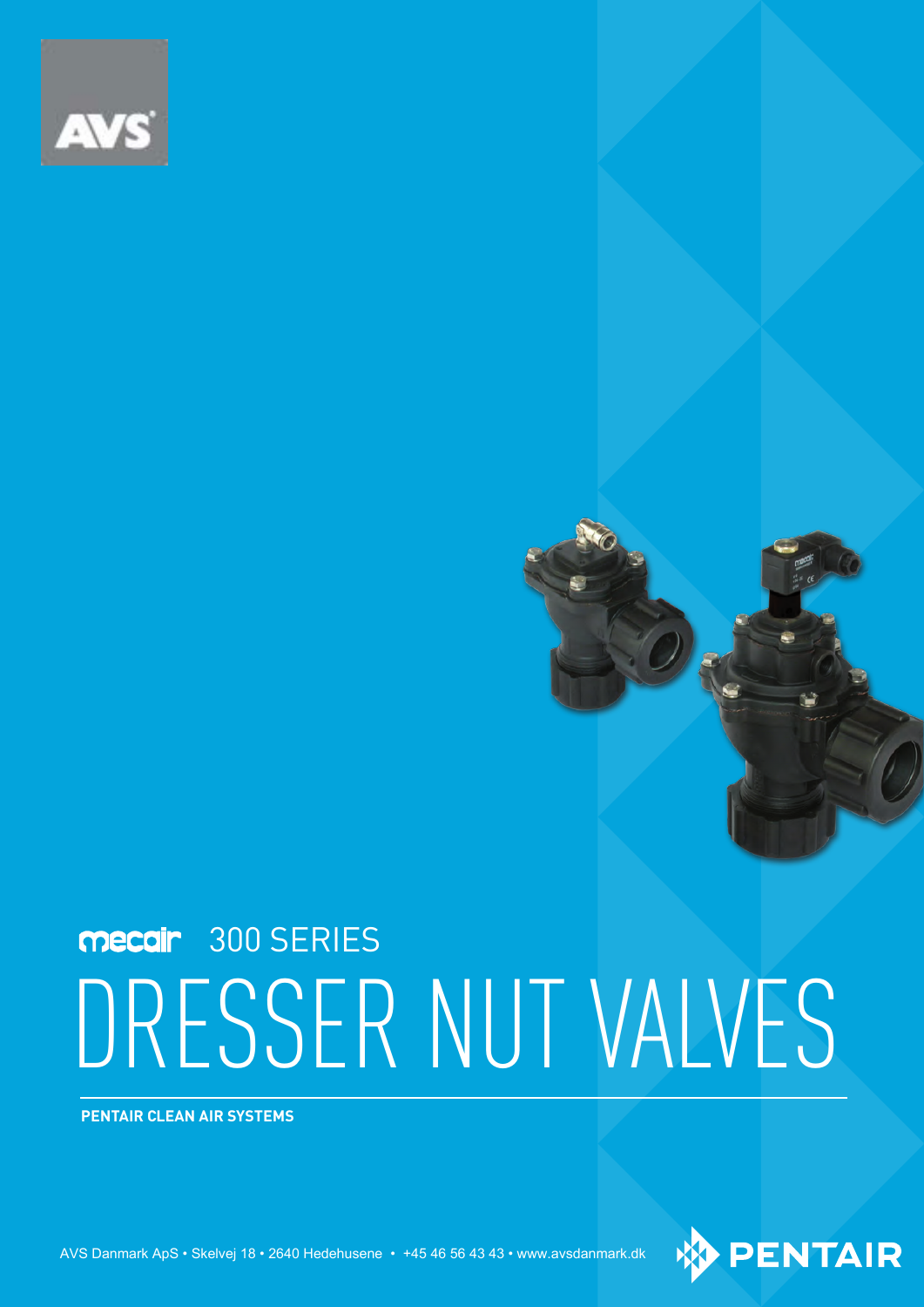AVS

mecair 300 SERIES

# DRESSER NUT VALVES

**PENTAIR CLEAN AIR SYSTEMS**

AVS Danmark ApS • Skelvej 18 • 2640 Hedehusene • +45 46 56 43 43 • www.avsdanmark.dk

PENTAIR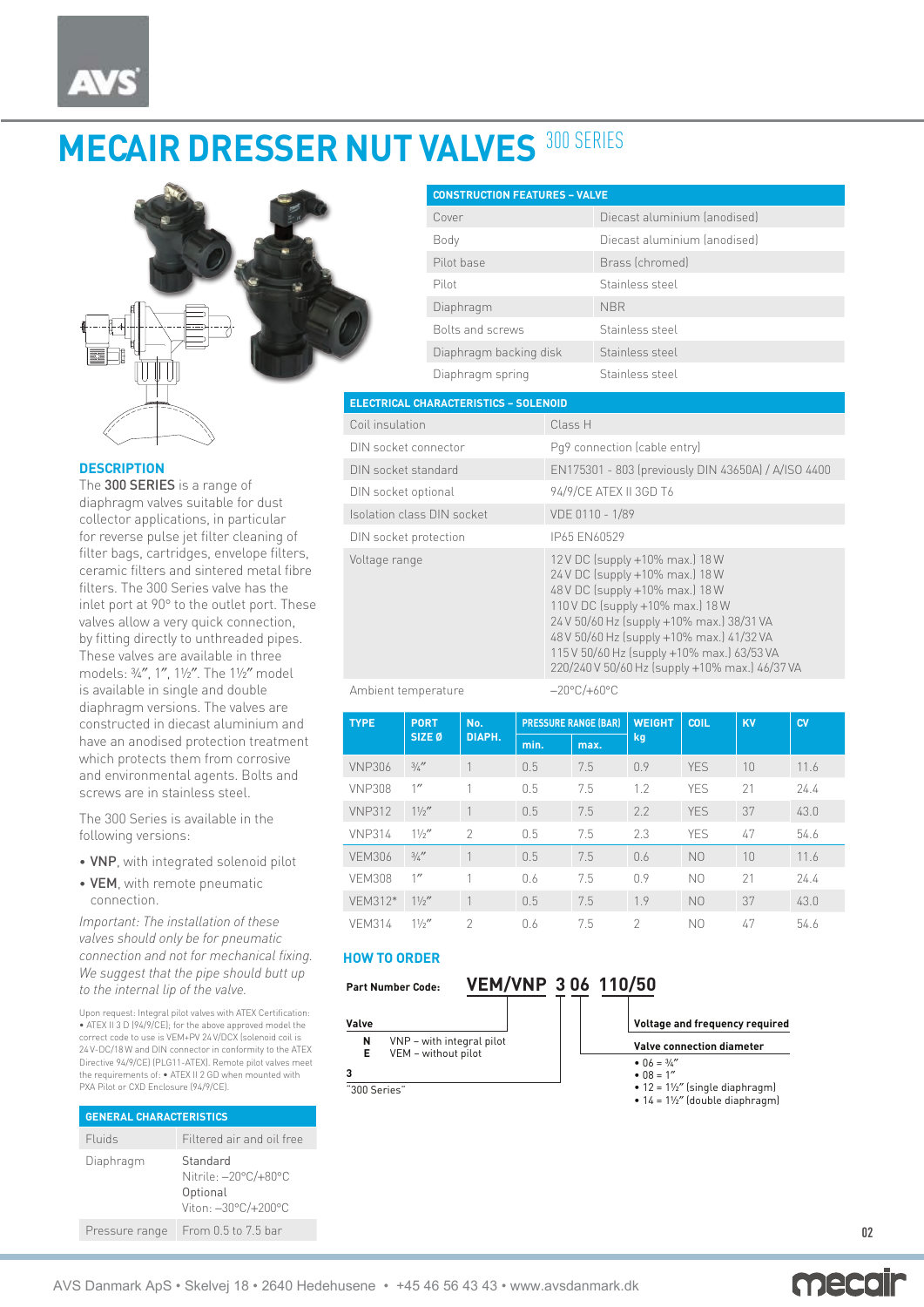# MECAIR DRESSER NUT VALVES 300 SERIES

## DESCRIPTION

The **300 SERIES** is a range of diaphragm valves suitable for dust collector applications, in particular for reverse pulse jet filter cleaning of filter bags, cartridges, envelope filters, ceramic filters and sintered metal fibre filters. The 300 Series valve has the inlet port at 90° to the outlet port. These valves allow a very quick connection, by fitting directly to unthreaded pipes. These valves are available in three models: ¾″, 1″, 1½″. The 1½″ model is available in single and double diaphragm versions. The valves are constructed in diecast aluminium and have an anodised protection treatment which protects them from corrosive and environmental agents. Bolts and screws are in stainless steel.

The 300 Series is available in the following versions:

- **VNP**, with integrated solenoid pilot
- **VEM**, with remote pneumatic connection.

*Important: The installation of these valves should only be for pneumatic connection and not for mechanical fixing. We suggest that the pipe should butt up to the internal lip of the valve.*

Upon request: Integral pilot valves with ATEX Certification: • ATEX II 3 D (94/9/CE); for the above approved model the correct code to use is VEM+PV 24V/DCX (solenoid coil is 24V-DC/18W and DIN connector in conformity to the ATEX Directive 94/9/CE) (PLG11-ATEX). Remote pilot valves meet the requirements of: • ATEX II 2 GD when mounted with PXA Pilot or CXD Enclosure (94/9/CE).

| GENERAL CHARACTERISTICS | |
|---|---|
| Fluids | Filtered air and oil free |
| Diaphragm | Standard<br>Nitrile: –20°C/+80°C<br>Optional<br>Viton: –30°C/+200°C |
| Pressure range | From 0.5 to 7.5 bar |

| CONSTRUCTION FEATURES – VALVE | |
|---|---|
| Cover | Diecast aluminium (anodised) |
| Body | Diecast aluminium (anodised) |
| Pilot base | Brass (chromed) |
| Pilot | Stainless steel |
| Diaphragm | NBR |
| Bolts and screws | Stainless steel |
| Diaphragm backing disk | Stainless steel |
| Diaphragm spring | Stainless steel |

| ELECTRICAL CHARACTERISTICS – SOLENOID | |
|---|---|
| Coil insulation | Class H |
| DIN socket connector | Pg9 connection (cable entry) |
| DIN socket standard | EN175301 - 803 (previously DIN 43650A) / A/ISO 4400 |
| DIN socket optional | 94/9/CE ATEX II 3GD T6 |
| Isolation class DIN socket | VDE 0110 - 1/89 |
| DIN socket protection | IP65 EN60529 |
| Voltage range | 12 V DC (supply +10% max.) 18 W<br>24 V DC (supply +10% max.) 18 W<br>48 V DC (supply +10% max.) 18 W<br>110 V DC (supply +10% max.) 18 W<br>24 V 50/60 Hz (supply +10% max.) 38/31 VA<br>48 V 50/60 Hz (supply +10% max.) 41/32 VA<br>115 V 50/60 Hz (supply +10% max.) 63/53 VA<br>220/240 V 50/60 Hz (supply +10% max.) 46/37 VA |
| Ambient temperature | –20°C/+60°C |

| TYPE | PORT SIZE Ø | No. DIAPH. | PRESSURE RANGE (BAR) | | WEIGHT kg | COIL | KV | CV |
|---|---|---|---|---|---|---|---|---|
| | | | min. | max. | | | | |
| VNP306 | ¾″ | 1 | 0.5 | 7.5 | 0.9 | YES | 10 | 11.6 |
| VNP308 | 1″ | 1 | 0.5 | 7.5 | 1.2 | YES | 21 | 24.4 |
| VNP312 | 1½″ | 1 | 0.5 | 7.5 | 2.2 | YES | 37 | 43.0 |
| VNP314 | 1½″ | 2 | 0.5 | 7.5 | 2.3 | YES | 47 | 54.6 |
| VEM306 | ¾″ | 1 | 0.5 | 7.5 | 0.6 | NO | 10 | 11.6 |
| VEM308 | 1″ | 1 | 0.6 | 7.5 | 0.9 | NO | 21 | 24.4 |
| VEM312* | 1½″ | 1 | 0.5 | 7.5 | 1.9 | NO | 37 | 43.0 |
| VEM314 | 1½″ | 2 | 0.6 | 7.5 | 2 | NO | 47 | 54.6 |

## HOW TO ORDER

**Part Number Code:** **VEM/VNP 3 06 110/50**

**Valve**
- **N** VNP – with integral pilot
- **E** VEM – without pilot

**3**
"300 Series"

**Voltage and frequency required**

**Valve connection diameter**
- 06 = ¾″
- 08 = 1″
- 12 = 1½″ (single diaphragm)
- 14 = 1½″ (double diaphragm)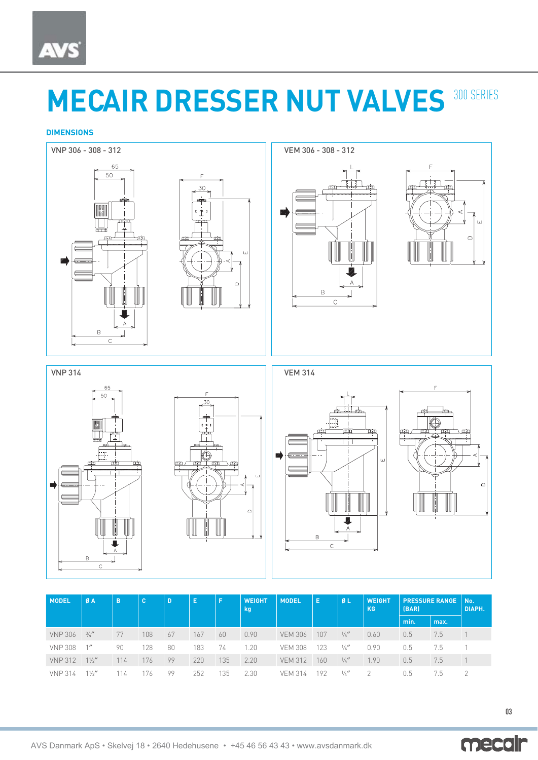# MECAIR DRESSER NUT VALVES 300 SERIES

## DIMENSIONS

VNP 306 - 308 - 312

VEM 306 - 308 - 312

VNP 314

VEM 314

| MODEL | Ø A | B | C | D | E | F | WEIGHT kg | MODEL | E | Ø L | WEIGHT KG | PRESSURE RANGE (BAR) | | No. DIAPH. |
|---|---|---|---|---|---|---|---|---|---|---|---|---|---|---|
| | | | | | | | | | | | | min. | max. | |
| VNP 306 | ¾″ | 77 | 108 | 67 | 167 | 60 | 0.90 | VEM 306 | 107 | ¼″ | 0.60 | 0.5 | 7.5 | 1 |
| VNP 308 | 1″ | 90 | 128 | 80 | 183 | 74 | 1.20 | VEM 308 | 123 | ¼″ | 0.90 | 0.5 | 7.5 | 1 |
| VNP 312 | 1½″ | 114 | 176 | 99 | 220 | 135 | 2.20 | VEM 312 | 160 | ¼″ | 1.90 | 0.5 | 7.5 | 1 |
| VNP 314 | 1½″ | 114 | 176 | 99 | 252 | 135 | 2.30 | VEM 314 | 192 | ¼″ | 2 | 0.5 | 7.5 | 2 |

AVS Danmark ApS • Skelvej 18 • 2640 Hedehusene • +45 46 56 43 43 • www.avsdanmark.dk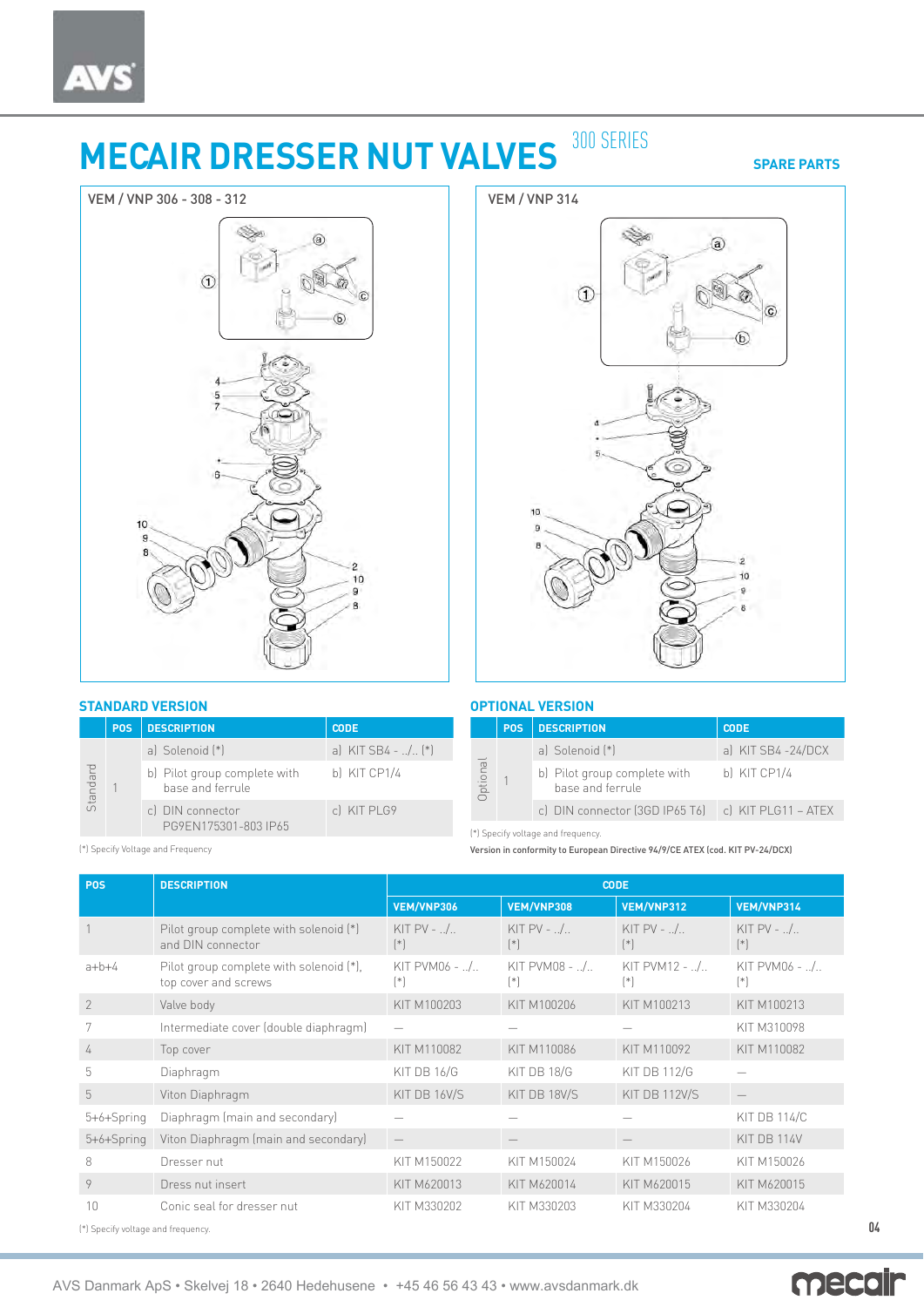# MECAIR DRESSER NUT VALVES

300 SERIES

SPARE PARTS

VEM / VNP 306 - 308 - 312

VEM / VNP 314

## STANDARD VERSION

| | POS | DESCRIPTION | CODE |
|---|---|---|---|
| Standard | 1 | a) Solenoid (*) | a) KIT SB4 - ../.. (*) |
| | | b) Pilot group complete with base and ferrule | b) KIT CP1/4 |
| | | c) DIN connector PG9EN175301-803 IP65 | c) KIT PLG9 |

(*) Specify Voltage and Frequency

## OPTIONAL VERSION

| | POS | DESCRIPTION | CODE |
|---|---|---|---|
| Optional | 1 | a) Solenoid (*) | a) KIT SB4 -24/DCX |
| | | b) Pilot group complete with base and ferrule | b) KIT CP1/4 |
| | | c) DIN connector (3GD IP65 T6) | c) KIT PLG11 – ATEX |

(*) Specify voltage and frequency.

Version in conformity to European Directive 94/9/CE ATEX (cod. KIT PV-24/DCX)

| POS | DESCRIPTION | CODE | | | |
|---|---|---|---|---|---|
| | | VEM/VNP306 | VEM/VNP308 | VEM/VNP312 | VEM/VNP314 |
| 1 | Pilot group complete with solenoid (*) and DIN connector | KIT PV - ../.. (*) | KIT PV - ../.. (*) | KIT PV - ../.. (*) | KIT PV - ../.. (*) |
| a+b+4 | Pilot group complete with solenoid (*), top cover and screws | KIT PVM06 - ../.. (*) | KIT PVM08 - ../.. (*) | KIT PVM12 - ../.. (*) | KIT PVM06 - ../.. (*) |
| 2 | Valve body | KIT M100203 | KIT M100206 | KIT M100213 | KIT M100213 |
| 7 | Intermediate cover (double diaphragm) | — | — | — | KIT M310098 |
| 4 | Top cover | KIT M110082 | KIT M110086 | KIT M110092 | KIT M110082 |
| 5 | Diaphragm | KIT DB 16/G | KIT DB 18/G | KIT DB 112/G | — |
| 5 | Viton Diaphragm | KIT DB 16V/S | KIT DB 18V/S | KIT DB 112V/S | — |
| 5+6+Spring | Diaphragm (main and secondary) | — | — | — | KIT DB 114/C |
| 5+6+Spring | Viton Diaphragm (main and secondary) | — | — | — | KIT DB 114V |
| 8 | Dresser nut | KIT M150022 | KIT M150024 | KIT M150026 | KIT M150026 |
| 9 | Dress nut insert | KIT M620013 | KIT M620014 | KIT M620015 | KIT M620015 |
| 10 | Conic seal for dresser nut | KIT M330202 | KIT M330203 | KIT M330204 | KIT M330204 |

(*) Specify voltage and frequency.

AVS Danmark ApS • Skelvej 18 • 2640 Hedehusene • +45 46 56 43 43 • www.avsdanmark.dk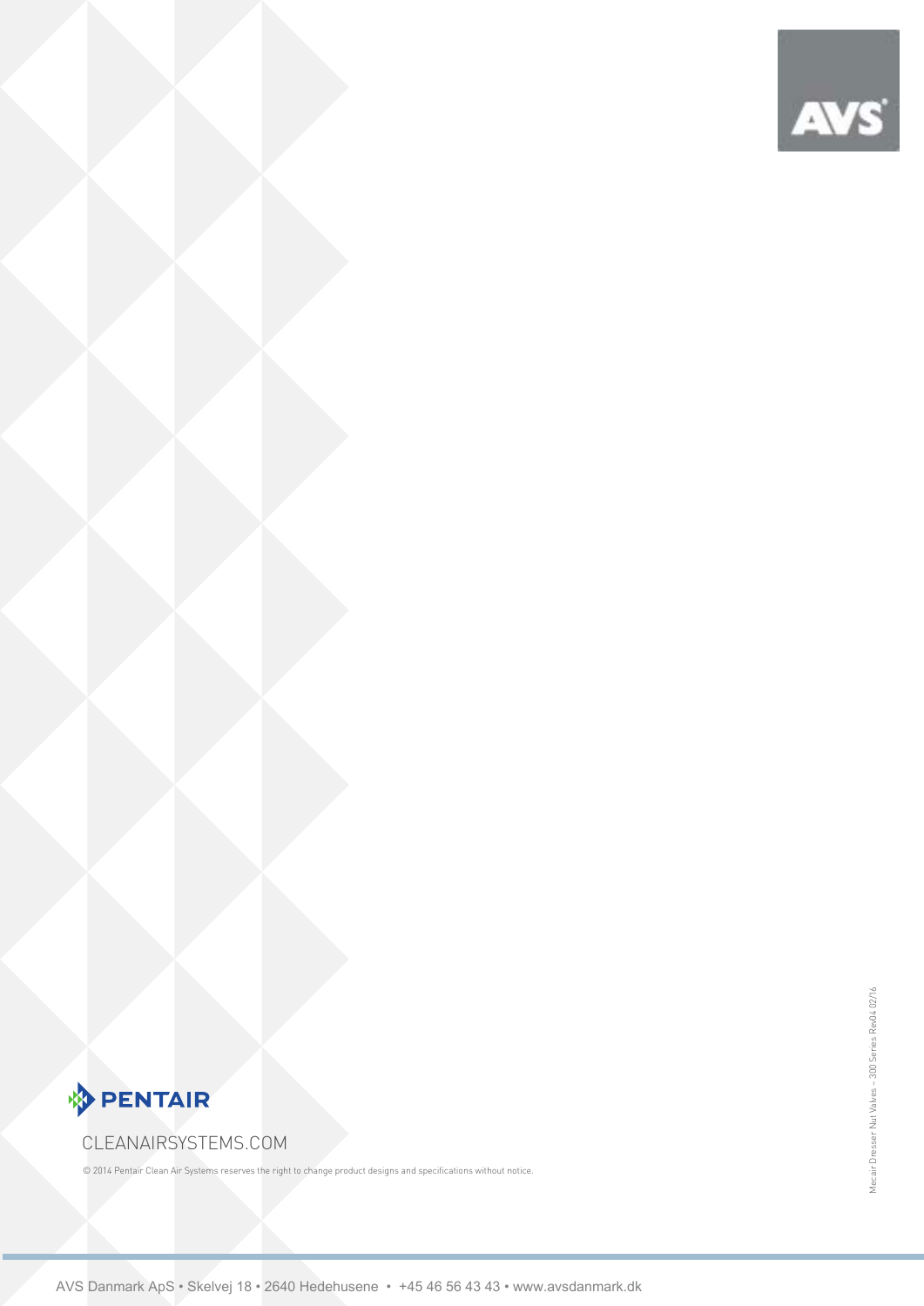PENTAIR

CLEANAIRSYSTEMS.COM

© 2014 Pentair Clean Air Systems reserves the right to change product designs and specifications without notice.

Mecair Dresser Nut Valves – 300 Series Rev04 02/16

AVS Danmark ApS • Skelvej 18 • 2640 Hedehusene • +45 46 56 43 43 • www.avsdanmark.dk